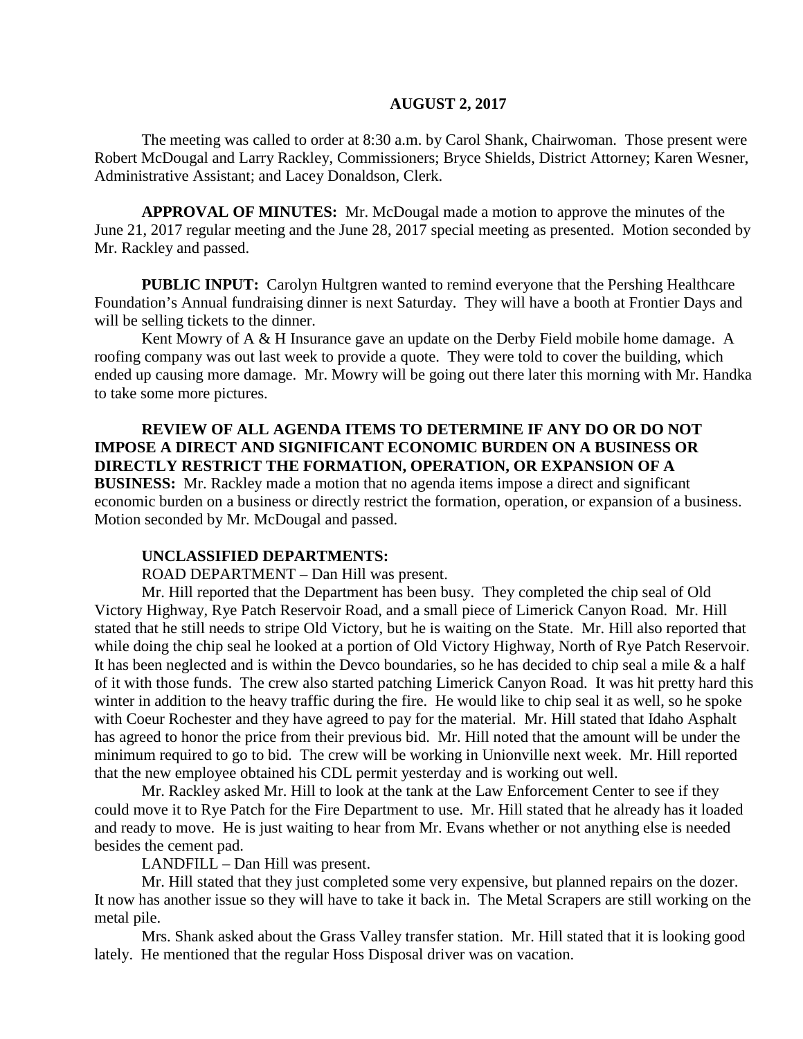# AUGUST 2, 2017

The meeting was called to order at 8:30 a.m. by Carol Shank, Chairwoman. Those present were Robert McDougal and Larry Rackley, Commissioners; Bryce Shields, District Attorney; Karen Wesner, Administrative Assistant; and Lacey Donaldson, Clerk.

**APPROVAL OF MINUTES:** Mr. McDougal made a motion to approve the minutes of the June 21, 2017 regular meeting and the June 28, 2017 special meeting as presented. Motion seconded by Mr. Rackley and passed.

**PUBLIC INPUT:** Carolyn Hultgren wanted to remind everyone that the Pershing Healthcare Foundation's Annual fundraising dinner is next Saturday. They will have a booth at Frontier Days and will be selling tickets to the dinner.

Kent Mowry of A & H Insurance gave an update on the Derby Field mobile home damage. A roofing company was out last week to provide a quote. They were told to cover the building, which ended up causing more damage. Mr. Mowry will be going out there later this morning with Mr. Handka to take some more pictures.

**REVIEW OF ALL AGENDA ITEMS TO DETERMINE IF ANY DO OR DO NOT IMPOSE A DIRECT AND SIGNIFICANT ECONOMIC BURDEN ON A BUSINESS OR DIRECTLY RESTRICT THE FORMATION, OPERATION, OR EXPANSION OF A BUSINESS:** Mr. Rackley made a motion that no agenda items impose a direct and significant economic burden on a business or directly restrict the formation, operation, or expansion of a business. Motion seconded by Mr. McDougal and passed.

**UNCLASSIFIED DEPARTMENTS:**

ROAD DEPARTMENT – Dan Hill was present.

Mr. Hill reported that the Department has been busy. They completed the chip seal of Old Victory Highway, Rye Patch Reservoir Road, and a small piece of Limerick Canyon Road. Mr. Hill stated that he still needs to stripe Old Victory, but he is waiting on the State. Mr. Hill also reported that while doing the chip seal he looked at a portion of Old Victory Highway, North of Rye Patch Reservoir. It has been neglected and is within the Devco boundaries, so he has decided to chip seal a mile & a half of it with those funds. The crew also started patching Limerick Canyon Road. It was hit pretty hard this winter in addition to the heavy traffic during the fire. He would like to chip seal it as well, so he spoke with Coeur Rochester and they have agreed to pay for the material. Mr. Hill stated that Idaho Asphalt has agreed to honor the price from their previous bid. Mr. Hill noted that the amount will be under the minimum required to go to bid. The crew will be working in Unionville next week. Mr. Hill reported that the new employee obtained his CDL permit yesterday and is working out well.

Mr. Rackley asked Mr. Hill to look at the tank at the Law Enforcement Center to see if they could move it to Rye Patch for the Fire Department to use. Mr. Hill stated that he already has it loaded and ready to move. He is just waiting to hear from Mr. Evans whether or not anything else is needed besides the cement pad.

LANDFILL – Dan Hill was present.

Mr. Hill stated that they just completed some very expensive, but planned repairs on the dozer. It now has another issue so they will have to take it back in. The Metal Scrapers are still working on the metal pile.

Mrs. Shank asked about the Grass Valley transfer station. Mr. Hill stated that it is looking good lately. He mentioned that the regular Hoss Disposal driver was on vacation.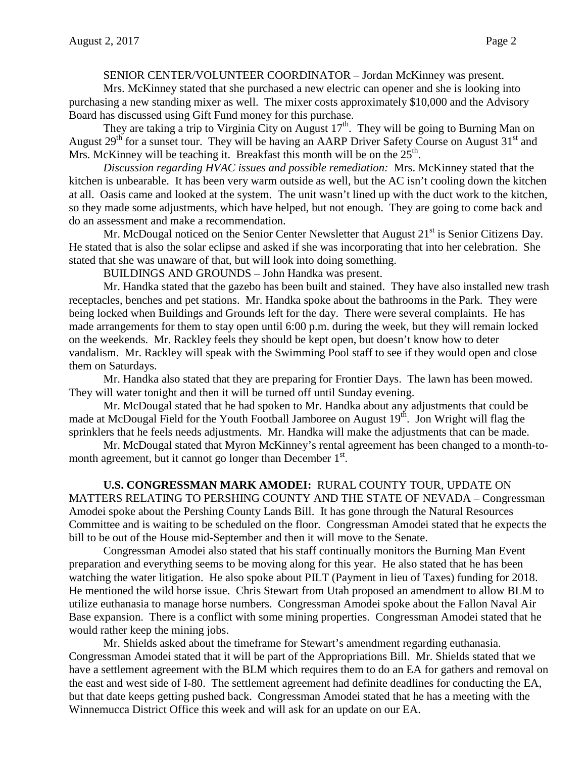SENIOR CENTER/VOLUNTEER COORDINATOR – Jordan McKinney was present.

Mrs. McKinney stated that she purchased a new electric can opener and she is looking into purchasing a new standing mixer as well. The mixer costs approximately $10,000 and the Advisory Board has discussed using Gift Fund money for this purchase.

They are taking a trip to Virginia City on August 17th. They will be going to Burning Man on August 29th for a sunset tour. They will be having an AARP Driver Safety Course on August 31st and Mrs. McKinney will be teaching it. Breakfast this month will be on the 25th.

*Discussion regarding HVAC issues and possible remediation:* Mrs. McKinney stated that the kitchen is unbearable. It has been very warm outside as well, but the AC isn't cooling down the kitchen at all. Oasis came and looked at the system. The unit wasn't lined up with the duct work to the kitchen, so they made some adjustments, which have helped, but not enough. They are going to come back and do an assessment and make a recommendation.

Mr. McDougal noticed on the Senior Center Newsletter that August 21st is Senior Citizens Day. He stated that is also the solar eclipse and asked if she was incorporating that into her celebration. She stated that she was unaware of that, but will look into doing something.

BUILDINGS AND GROUNDS – John Handka was present.

Mr. Handka stated that the gazebo has been built and stained. They have also installed new trash receptacles, benches and pet stations. Mr. Handka spoke about the bathrooms in the Park. They were being locked when Buildings and Grounds left for the day. There were several complaints. He has made arrangements for them to stay open until 6:00 p.m. during the week, but they will remain locked on the weekends. Mr. Rackley feels they should be kept open, but doesn't know how to deter vandalism. Mr. Rackley will speak with the Swimming Pool staff to see if they would open and close them on Saturdays.

Mr. Handka also stated that they are preparing for Frontier Days. The lawn has been mowed. They will water tonight and then it will be turned off until Sunday evening.

Mr. McDougal stated that he had spoken to Mr. Handka about any adjustments that could be made at McDougal Field for the Youth Football Jamboree on August 19th. Jon Wright will flag the sprinklers that he feels needs adjustments. Mr. Handka will make the adjustments that can be made.

Mr. McDougal stated that Myron McKinney's rental agreement has been changed to a month-to-month agreement, but it cannot go longer than December 1st.

**U.S. CONGRESSMAN MARK AMODEI:** RURAL COUNTY TOUR, UPDATE ON MATTERS RELATING TO PERSHING COUNTY AND THE STATE OF NEVADA – Congressman Amodei spoke about the Pershing County Lands Bill. It has gone through the Natural Resources Committee and is waiting to be scheduled on the floor. Congressman Amodei stated that he expects the bill to be out of the House mid-September and then it will move to the Senate.

Congressman Amodei also stated that his staff continually monitors the Burning Man Event preparation and everything seems to be moving along for this year. He also stated that he has been watching the water litigation. He also spoke about PILT (Payment in lieu of Taxes) funding for 2018. He mentioned the wild horse issue. Chris Stewart from Utah proposed an amendment to allow BLM to utilize euthanasia to manage horse numbers. Congressman Amodei spoke about the Fallon Naval Air Base expansion. There is a conflict with some mining properties. Congressman Amodei stated that he would rather keep the mining jobs.

Mr. Shields asked about the timeframe for Stewart's amendment regarding euthanasia. Congressman Amodei stated that it will be part of the Appropriations Bill. Mr. Shields stated that we have a settlement agreement with the BLM which requires them to do an EA for gathers and removal on the east and west side of I-80. The settlement agreement had definite deadlines for conducting the EA, but that date keeps getting pushed back. Congressman Amodei stated that he has a meeting with the Winnemucca District Office this week and will ask for an update on our EA.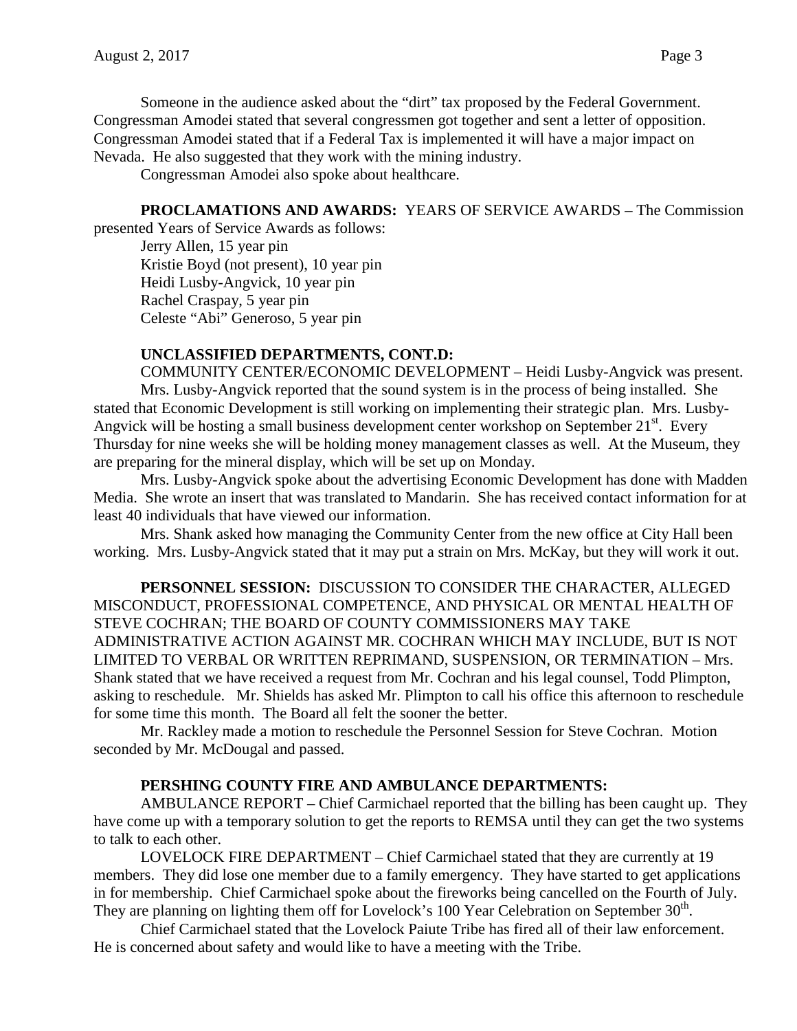Someone in the audience asked about the "dirt" tax proposed by the Federal Government. Congressman Amodei stated that several congressmen got together and sent a letter of opposition. Congressman Amodei stated that if a Federal Tax is implemented it will have a major impact on Nevada. He also suggested that they work with the mining industry.

Congressman Amodei also spoke about healthcare.

**PROCLAMATIONS AND AWARDS:** YEARS OF SERVICE AWARDS – The Commission presented Years of Service Awards as follows:

Jerry Allen, 15 year pin
Kristie Boyd (not present), 10 year pin
Heidi Lusby-Angvick, 10 year pin
Rachel Craspay, 5 year pin
Celeste "Abi" Generoso, 5 year pin

**UNCLASSIFIED DEPARTMENTS, CONT.D:**

COMMUNITY CENTER/ECONOMIC DEVELOPMENT – Heidi Lusby-Angvick was present. Mrs. Lusby-Angvick reported that the sound system is in the process of being installed. She stated that Economic Development is still working on implementing their strategic plan. Mrs. Lusby-Angvick will be hosting a small business development center workshop on September 21st. Every Thursday for nine weeks she will be holding money management classes as well. At the Museum, they are preparing for the mineral display, which will be set up on Monday.

Mrs. Lusby-Angvick spoke about the advertising Economic Development has done with Madden Media. She wrote an insert that was translated to Mandarin. She has received contact information for at least 40 individuals that have viewed our information.

Mrs. Shank asked how managing the Community Center from the new office at City Hall been working. Mrs. Lusby-Angvick stated that it may put a strain on Mrs. McKay, but they will work it out.

**PERSONNEL SESSION:** DISCUSSION TO CONSIDER THE CHARACTER, ALLEGED MISCONDUCT, PROFESSIONAL COMPETENCE, AND PHYSICAL OR MENTAL HEALTH OF STEVE COCHRAN; THE BOARD OF COUNTY COMMISSIONERS MAY TAKE ADMINISTRATIVE ACTION AGAINST MR. COCHRAN WHICH MAY INCLUDE, BUT IS NOT LIMITED TO VERBAL OR WRITTEN REPRIMAND, SUSPENSION, OR TERMINATION – Mrs. Shank stated that we have received a request from Mr. Cochran and his legal counsel, Todd Plimpton, asking to reschedule. Mr. Shields has asked Mr. Plimpton to call his office this afternoon to reschedule for some time this month. The Board all felt the sooner the better.

Mr. Rackley made a motion to reschedule the Personnel Session for Steve Cochran. Motion seconded by Mr. McDougal and passed.

**PERSHING COUNTY FIRE AND AMBULANCE DEPARTMENTS:**

AMBULANCE REPORT – Chief Carmichael reported that the billing has been caught up. They have come up with a temporary solution to get the reports to REMSA until they can get the two systems to talk to each other.

LOVELOCK FIRE DEPARTMENT – Chief Carmichael stated that they are currently at 19 members. They did lose one member due to a family emergency. They have started to get applications in for membership. Chief Carmichael spoke about the fireworks being cancelled on the Fourth of July. They are planning on lighting them off for Lovelock's 100 Year Celebration on September 30th.

Chief Carmichael stated that the Lovelock Paiute Tribe has fired all of their law enforcement. He is concerned about safety and would like to have a meeting with the Tribe.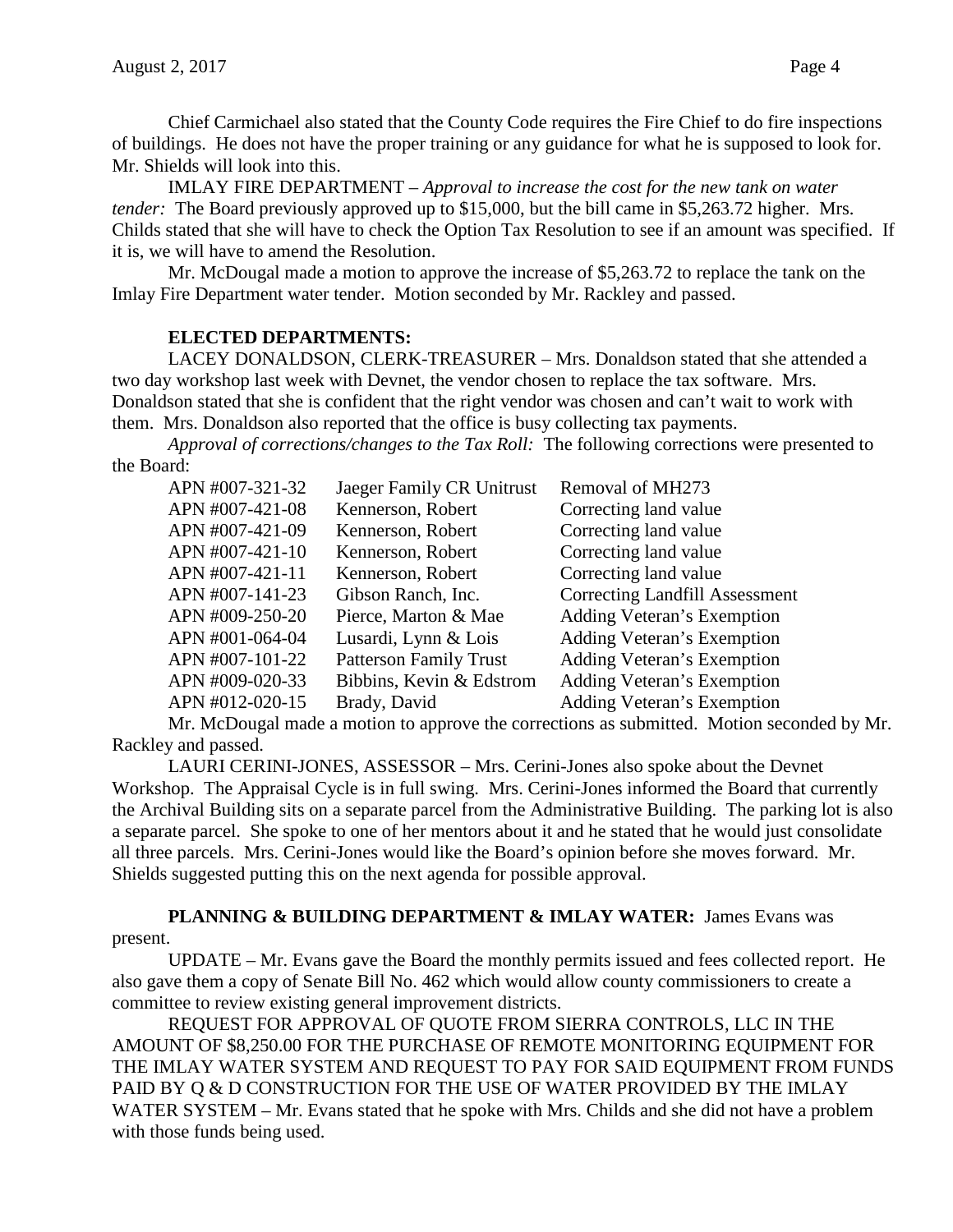Chief Carmichael also stated that the County Code requires the Fire Chief to do fire inspections of buildings. He does not have the proper training or any guidance for what he is supposed to look for. Mr. Shields will look into this.

IMLAY FIRE DEPARTMENT – *Approval to increase the cost for the new tank on water tender:* The Board previously approved up to $15,000, but the bill came in $5,263.72 higher. Mrs. Childs stated that she will have to check the Option Tax Resolution to see if an amount was specified. If it is, we will have to amend the Resolution.

Mr. McDougal made a motion to approve the increase of $5,263.72 to replace the tank on the Imlay Fire Department water tender. Motion seconded by Mr. Rackley and passed.

**ELECTED DEPARTMENTS:**

LACEY DONALDSON, CLERK-TREASURER – Mrs. Donaldson stated that she attended a two day workshop last week with Devnet, the vendor chosen to replace the tax software. Mrs. Donaldson stated that she is confident that the right vendor was chosen and can't wait to work with them. Mrs. Donaldson also reported that the office is busy collecting tax payments.

*Approval of corrections/changes to the Tax Roll:* The following corrections were presented to the Board:

| | | |
|---|---|---|
| APN #007-321-32 | Jaeger Family CR Unitrust | Removal of MH273 |
| APN #007-421-08 | Kennerson, Robert | Correcting land value |
| APN #007-421-09 | Kennerson, Robert | Correcting land value |
| APN #007-421-10 | Kennerson, Robert | Correcting land value |
| APN #007-421-11 | Kennerson, Robert | Correcting land value |
| APN #007-141-23 | Gibson Ranch, Inc. | Correcting Landfill Assessment |
| APN #009-250-20 | Pierce, Marton & Mae | Adding Veteran's Exemption |
| APN #001-064-04 | Lusardi, Lynn & Lois | Adding Veteran's Exemption |
| APN #007-101-22 | Patterson Family Trust | Adding Veteran's Exemption |
| APN #009-020-33 | Bibbins, Kevin & Edstrom | Adding Veteran's Exemption |
| APN #012-020-15 | Brady, David | Adding Veteran's Exemption |

Mr. McDougal made a motion to approve the corrections as submitted. Motion seconded by Mr. Rackley and passed.

LAURI CERINI-JONES, ASSESSOR – Mrs. Cerini-Jones also spoke about the Devnet Workshop. The Appraisal Cycle is in full swing. Mrs. Cerini-Jones informed the Board that currently the Archival Building sits on a separate parcel from the Administrative Building. The parking lot is also a separate parcel. She spoke to one of her mentors about it and he stated that he would just consolidate all three parcels. Mrs. Cerini-Jones would like the Board's opinion before she moves forward. Mr. Shields suggested putting this on the next agenda for possible approval.

**PLANNING & BUILDING DEPARTMENT & IMLAY WATER:** James Evans was present.

UPDATE – Mr. Evans gave the Board the monthly permits issued and fees collected report. He also gave them a copy of Senate Bill No. 462 which would allow county commissioners to create a committee to review existing general improvement districts.

REQUEST FOR APPROVAL OF QUOTE FROM SIERRA CONTROLS, LLC IN THE AMOUNT OF $8,250.00 FOR THE PURCHASE OF REMOTE MONITORING EQUIPMENT FOR THE IMLAY WATER SYSTEM AND REQUEST TO PAY FOR SAID EQUIPMENT FROM FUNDS PAID BY Q & D CONSTRUCTION FOR THE USE OF WATER PROVIDED BY THE IMLAY WATER SYSTEM – Mr. Evans stated that he spoke with Mrs. Childs and she did not have a problem with those funds being used.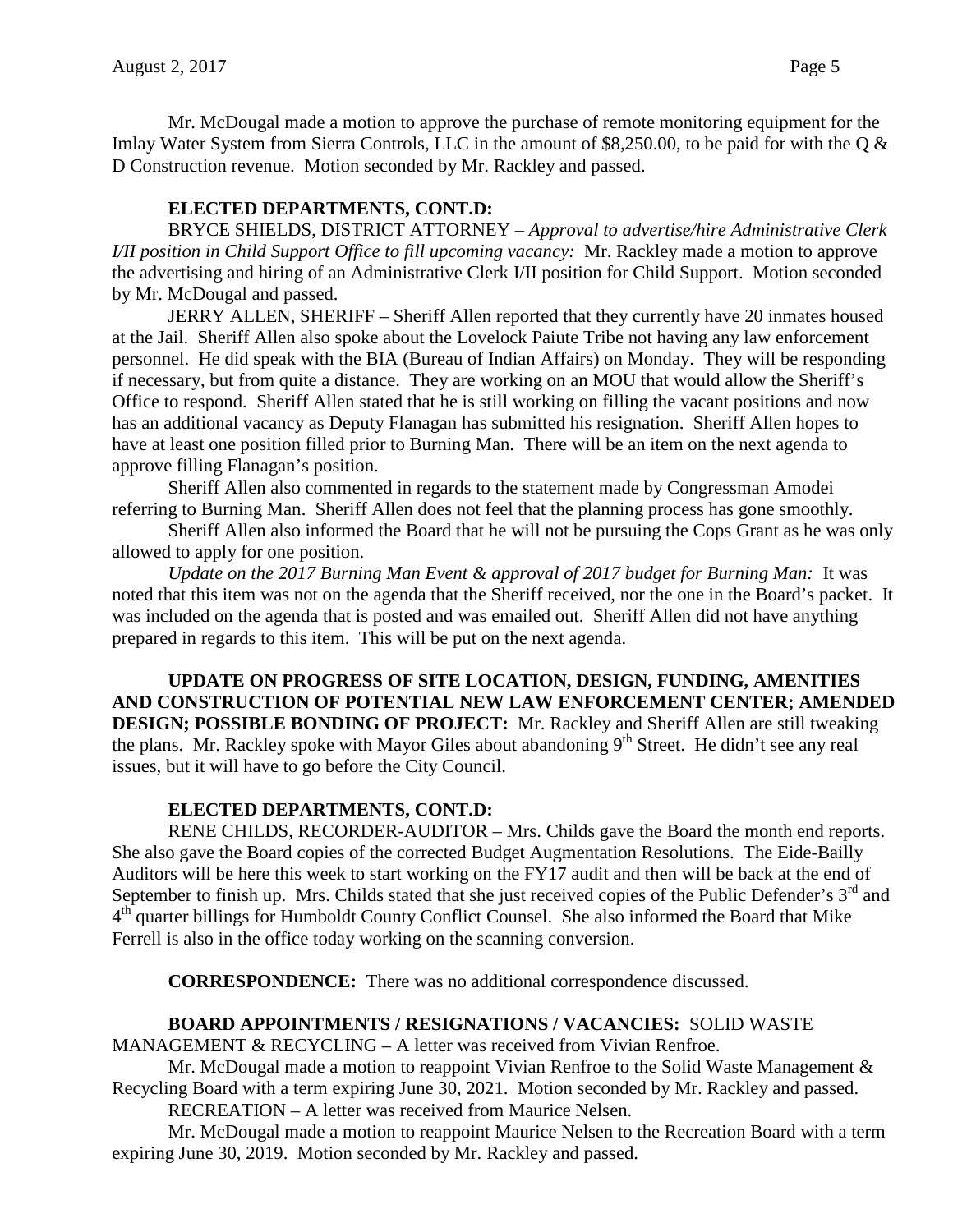Mr. McDougal made a motion to approve the purchase of remote monitoring equipment for the Imlay Water System from Sierra Controls, LLC in the amount of $8,250.00, to be paid for with the Q & D Construction revenue. Motion seconded by Mr. Rackley and passed.

**ELECTED DEPARTMENTS, CONT.D:**

BRYCE SHIELDS, DISTRICT ATTORNEY – *Approval to advertise/hire Administrative Clerk I/II position in Child Support Office to fill upcoming vacancy:* Mr. Rackley made a motion to approve the advertising and hiring of an Administrative Clerk I/II position for Child Support. Motion seconded by Mr. McDougal and passed.

JERRY ALLEN, SHERIFF – Sheriff Allen reported that they currently have 20 inmates housed at the Jail. Sheriff Allen also spoke about the Lovelock Paiute Tribe not having any law enforcement personnel. He did speak with the BIA (Bureau of Indian Affairs) on Monday. They will be responding if necessary, but from quite a distance. They are working on an MOU that would allow the Sheriff's Office to respond. Sheriff Allen stated that he is still working on filling the vacant positions and now has an additional vacancy as Deputy Flanagan has submitted his resignation. Sheriff Allen hopes to have at least one position filled prior to Burning Man. There will be an item on the next agenda to approve filling Flanagan's position.

Sheriff Allen also commented in regards to the statement made by Congressman Amodei referring to Burning Man. Sheriff Allen does not feel that the planning process has gone smoothly.

Sheriff Allen also informed the Board that he will not be pursuing the Cops Grant as he was only allowed to apply for one position.

*Update on the 2017 Burning Man Event & approval of 2017 budget for Burning Man:* It was noted that this item was not on the agenda that the Sheriff received, nor the one in the Board's packet. It was included on the agenda that is posted and was emailed out. Sheriff Allen did not have anything prepared in regards to this item. This will be put on the next agenda.

**UPDATE ON PROGRESS OF SITE LOCATION, DESIGN, FUNDING, AMENITIES AND CONSTRUCTION OF POTENTIAL NEW LAW ENFORCEMENT CENTER; AMENDED DESIGN; POSSIBLE BONDING OF PROJECT:** Mr. Rackley and Sheriff Allen are still tweaking the plans. Mr. Rackley spoke with Mayor Giles about abandoning 9th Street. He didn't see any real issues, but it will have to go before the City Council.

**ELECTED DEPARTMENTS, CONT.D:**

RENE CHILDS, RECORDER-AUDITOR – Mrs. Childs gave the Board the month end reports. She also gave the Board copies of the corrected Budget Augmentation Resolutions. The Eide-Bailly Auditors will be here this week to start working on the FY17 audit and then will be back at the end of September to finish up. Mrs. Childs stated that she just received copies of the Public Defender's 3rd and 4th quarter billings for Humboldt County Conflict Counsel. She also informed the Board that Mike Ferrell is also in the office today working on the scanning conversion.

**CORRESPONDENCE:** There was no additional correspondence discussed.

**BOARD APPOINTMENTS / RESIGNATIONS / VACANCIES:** SOLID WASTE MANAGEMENT & RECYCLING – A letter was received from Vivian Renfroe.

Mr. McDougal made a motion to reappoint Vivian Renfroe to the Solid Waste Management & Recycling Board with a term expiring June 30, 2021. Motion seconded by Mr. Rackley and passed.

RECREATION – A letter was received from Maurice Nelsen.

Mr. McDougal made a motion to reappoint Maurice Nelsen to the Recreation Board with a term expiring June 30, 2019. Motion seconded by Mr. Rackley and passed.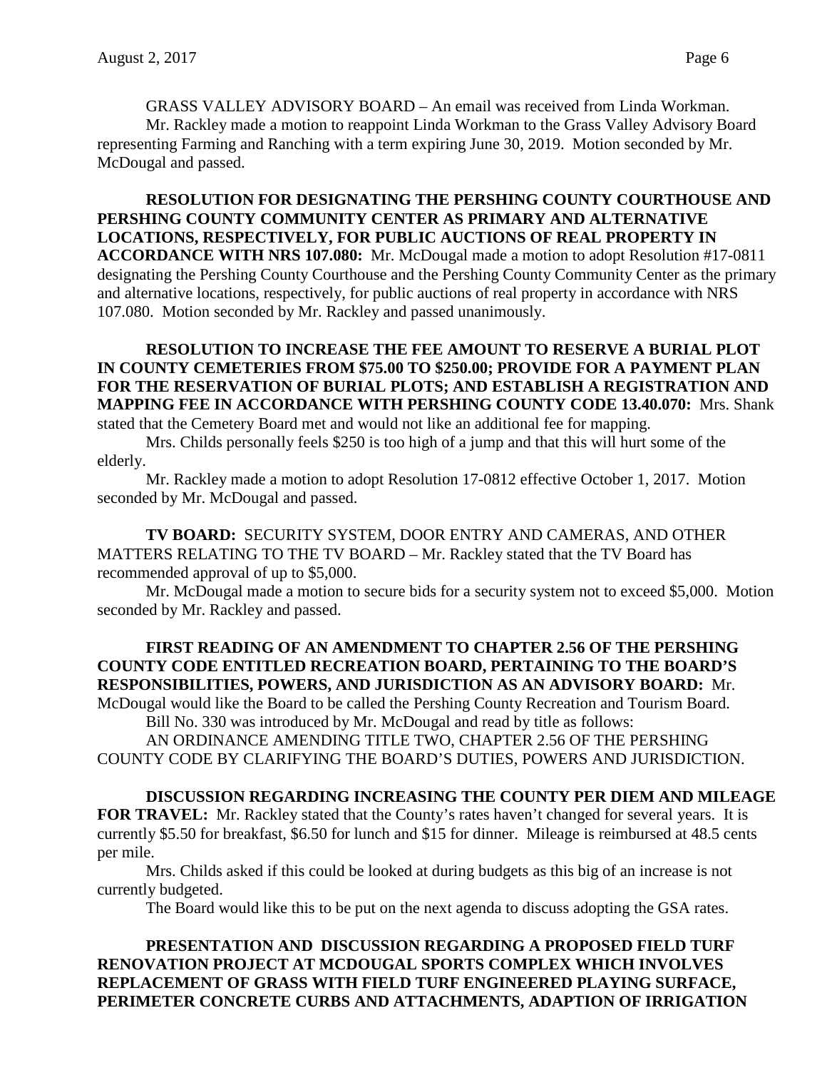GRASS VALLEY ADVISORY BOARD – An email was received from Linda Workman.

Mr. Rackley made a motion to reappoint Linda Workman to the Grass Valley Advisory Board representing Farming and Ranching with a term expiring June 30, 2019. Motion seconded by Mr. McDougal and passed.

**RESOLUTION FOR DESIGNATING THE PERSHING COUNTY COURTHOUSE AND PERSHING COUNTY COMMUNITY CENTER AS PRIMARY AND ALTERNATIVE LOCATIONS, RESPECTIVELY, FOR PUBLIC AUCTIONS OF REAL PROPERTY IN ACCORDANCE WITH NRS 107.080:** Mr. McDougal made a motion to adopt Resolution #17-0811 designating the Pershing County Courthouse and the Pershing County Community Center as the primary and alternative locations, respectively, for public auctions of real property in accordance with NRS 107.080. Motion seconded by Mr. Rackley and passed unanimously.

**RESOLUTION TO INCREASE THE FEE AMOUNT TO RESERVE A BURIAL PLOT IN COUNTY CEMETERIES FROM $75.00 TO $250.00; PROVIDE FOR A PAYMENT PLAN FOR THE RESERVATION OF BURIAL PLOTS; AND ESTABLISH A REGISTRATION AND MAPPING FEE IN ACCORDANCE WITH PERSHING COUNTY CODE 13.40.070:** Mrs. Shank stated that the Cemetery Board met and would not like an additional fee for mapping.

Mrs. Childs personally feels $250 is too high of a jump and that this will hurt some of the elderly.

Mr. Rackley made a motion to adopt Resolution 17-0812 effective October 1, 2017. Motion seconded by Mr. McDougal and passed.

**TV BOARD:** SECURITY SYSTEM, DOOR ENTRY AND CAMERAS, AND OTHER MATTERS RELATING TO THE TV BOARD – Mr. Rackley stated that the TV Board has recommended approval of up to $5,000.

Mr. McDougal made a motion to secure bids for a security system not to exceed $5,000. Motion seconded by Mr. Rackley and passed.

**FIRST READING OF AN AMENDMENT TO CHAPTER 2.56 OF THE PERSHING COUNTY CODE ENTITLED RECREATION BOARD, PERTAINING TO THE BOARD'S RESPONSIBILITIES, POWERS, AND JURISDICTION AS AN ADVISORY BOARD:** Mr. McDougal would like the Board to be called the Pershing County Recreation and Tourism Board.

Bill No. 330 was introduced by Mr. McDougal and read by title as follows:

AN ORDINANCE AMENDING TITLE TWO, CHAPTER 2.56 OF THE PERSHING COUNTY CODE BY CLARIFYING THE BOARD'S DUTIES, POWERS AND JURISDICTION.

**DISCUSSION REGARDING INCREASING THE COUNTY PER DIEM AND MILEAGE FOR TRAVEL:** Mr. Rackley stated that the County's rates haven't changed for several years. It is currently $5.50 for breakfast, $6.50 for lunch and $15 for dinner. Mileage is reimbursed at 48.5 cents per mile.

Mrs. Childs asked if this could be looked at during budgets as this big of an increase is not currently budgeted.

The Board would like this to be put on the next agenda to discuss adopting the GSA rates.

**PRESENTATION AND DISCUSSION REGARDING A PROPOSED FIELD TURF RENOVATION PROJECT AT MCDOUGAL SPORTS COMPLEX WHICH INVOLVES REPLACEMENT OF GRASS WITH FIELD TURF ENGINEERED PLAYING SURFACE, PERIMETER CONCRETE CURBS AND ATTACHMENTS, ADAPTION OF IRRIGATION**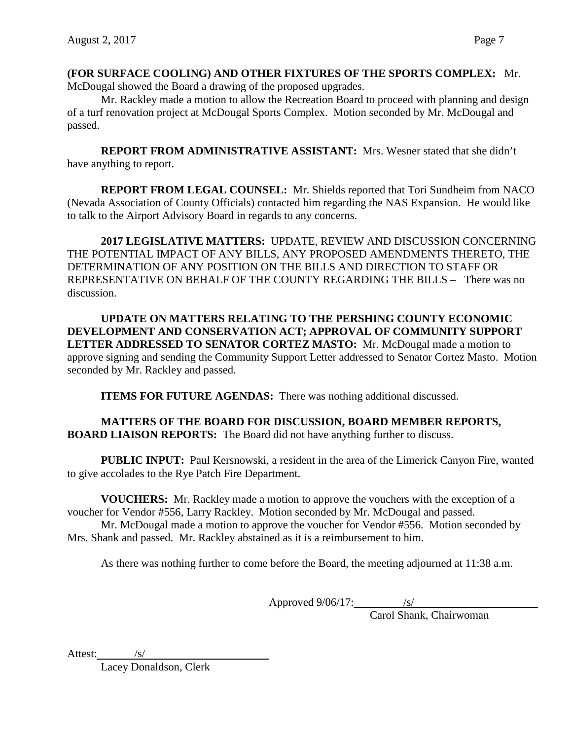**(FOR SURFACE COOLING) AND OTHER FIXTURES OF THE SPORTS COMPLEX:** Mr. McDougal showed the Board a drawing of the proposed upgrades.

Mr. Rackley made a motion to allow the Recreation Board to proceed with planning and design of a turf renovation project at McDougal Sports Complex. Motion seconded by Mr. McDougal and passed.

**REPORT FROM ADMINISTRATIVE ASSISTANT:** Mrs. Wesner stated that she didn't have anything to report.

**REPORT FROM LEGAL COUNSEL:** Mr. Shields reported that Tori Sundheim from NACO (Nevada Association of County Officials) contacted him regarding the NAS Expansion. He would like to talk to the Airport Advisory Board in regards to any concerns.

**2017 LEGISLATIVE MATTERS:** UPDATE, REVIEW AND DISCUSSION CONCERNING THE POTENTIAL IMPACT OF ANY BILLS, ANY PROPOSED AMENDMENTS THERETO, THE DETERMINATION OF ANY POSITION ON THE BILLS AND DIRECTION TO STAFF OR REPRESENTATIVE ON BEHALF OF THE COUNTY REGARDING THE BILLS – There was no discussion.

**UPDATE ON MATTERS RELATING TO THE PERSHING COUNTY ECONOMIC DEVELOPMENT AND CONSERVATION ACT; APPROVAL OF COMMUNITY SUPPORT LETTER ADDRESSED TO SENATOR CORTEZ MASTO:** Mr. McDougal made a motion to approve signing and sending the Community Support Letter addressed to Senator Cortez Masto. Motion seconded by Mr. Rackley and passed.

**ITEMS FOR FUTURE AGENDAS:** There was nothing additional discussed.

**MATTERS OF THE BOARD FOR DISCUSSION, BOARD MEMBER REPORTS, BOARD LIAISON REPORTS:** The Board did not have anything further to discuss.

**PUBLIC INPUT:** Paul Kersnowski, a resident in the area of the Limerick Canyon Fire, wanted to give accolades to the Rye Patch Fire Department.

**VOUCHERS:** Mr. Rackley made a motion to approve the vouchers with the exception of a voucher for Vendor #556, Larry Rackley. Motion seconded by Mr. McDougal and passed.

Mr. McDougal made a motion to approve the voucher for Vendor #556. Motion seconded by Mrs. Shank and passed. Mr. Rackley abstained as it is a reimbursement to him.

As there was nothing further to come before the Board, the meeting adjourned at 11:38 a.m.

Approved 9/06/17: /s/
Carol Shank, Chairwoman

Attest: /s/
Lacey Donaldson, Clerk